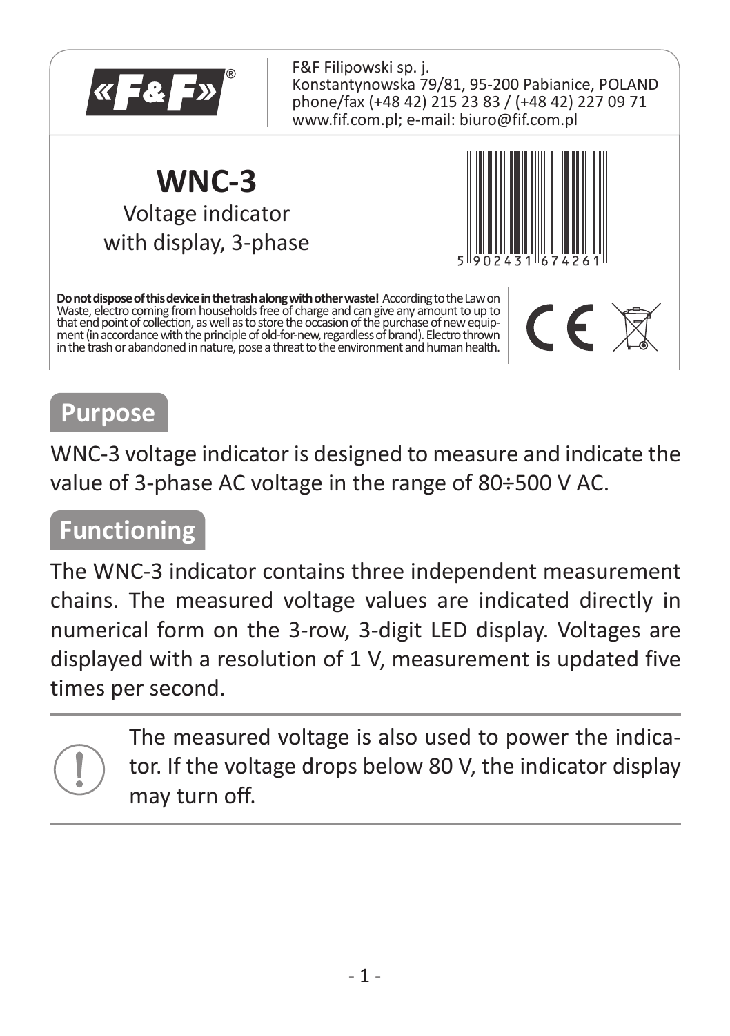«F&F»®

F&F Filipowski sp. j.
Konstantynowska 79/81, 95-200 Pabianice, POLAND
phone/fax (+48 42) 215 23 83 / (+48 42) 227 09 71
www.fif.com.pl; e-mail: biuro@fif.com.pl

# WNC-3

Voltage indicator with display, 3-phase

5 902431 674261

**Do not dispose of this device in the trash along with other waste!** According to the Law on Waste, electro coming from households free of charge and can give any amount to up to that end point of collection, as well as to store the occasion of the purchase of new equipment (in accordance with the principle of old-for-new, regardless of brand). Electro thrown in the trash or abandoned in nature, pose a threat to the environment and human health.

## Purpose

WNC-3 voltage indicator is designed to measure and indicate the value of 3-phase AC voltage in the range of 80÷500 V AC.

## Functioning

The WNC-3 indicator contains three independent measurement chains. The measured voltage values are indicated directly in numerical form on the 3-row, 3-digit LED display. Voltages are displayed with a resolution of 1 V, measurement is updated five times per second.

The measured voltage is also used to power the indicator. If the voltage drops below 80 V, the indicator display may turn off.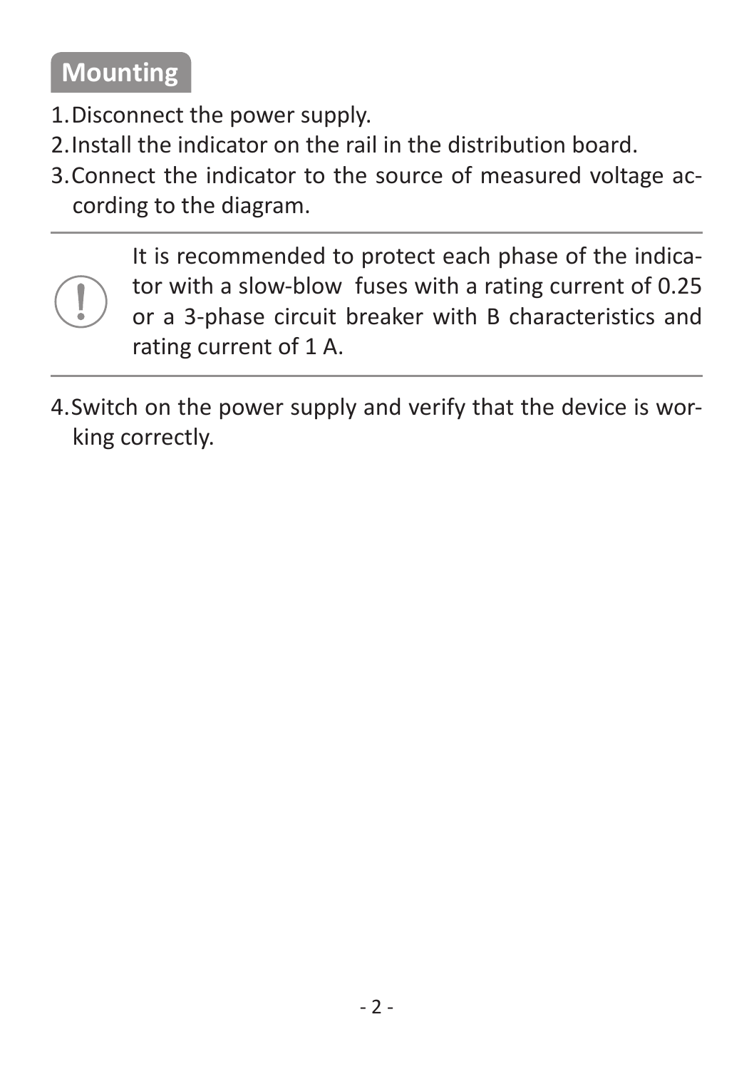## Mounting

1. Disconnect the power supply.
2. Install the indicator on the rail in the distribution board.
3. Connect the indicator to the source of measured voltage according to the diagram.

> It is recommended to protect each phase of the indicator with a slow-blow fuses with a rating current of 0.25 or a 3-phase circuit breaker with B characteristics and rating current of 1 A.

4. Switch on the power supply and verify that the device is working correctly.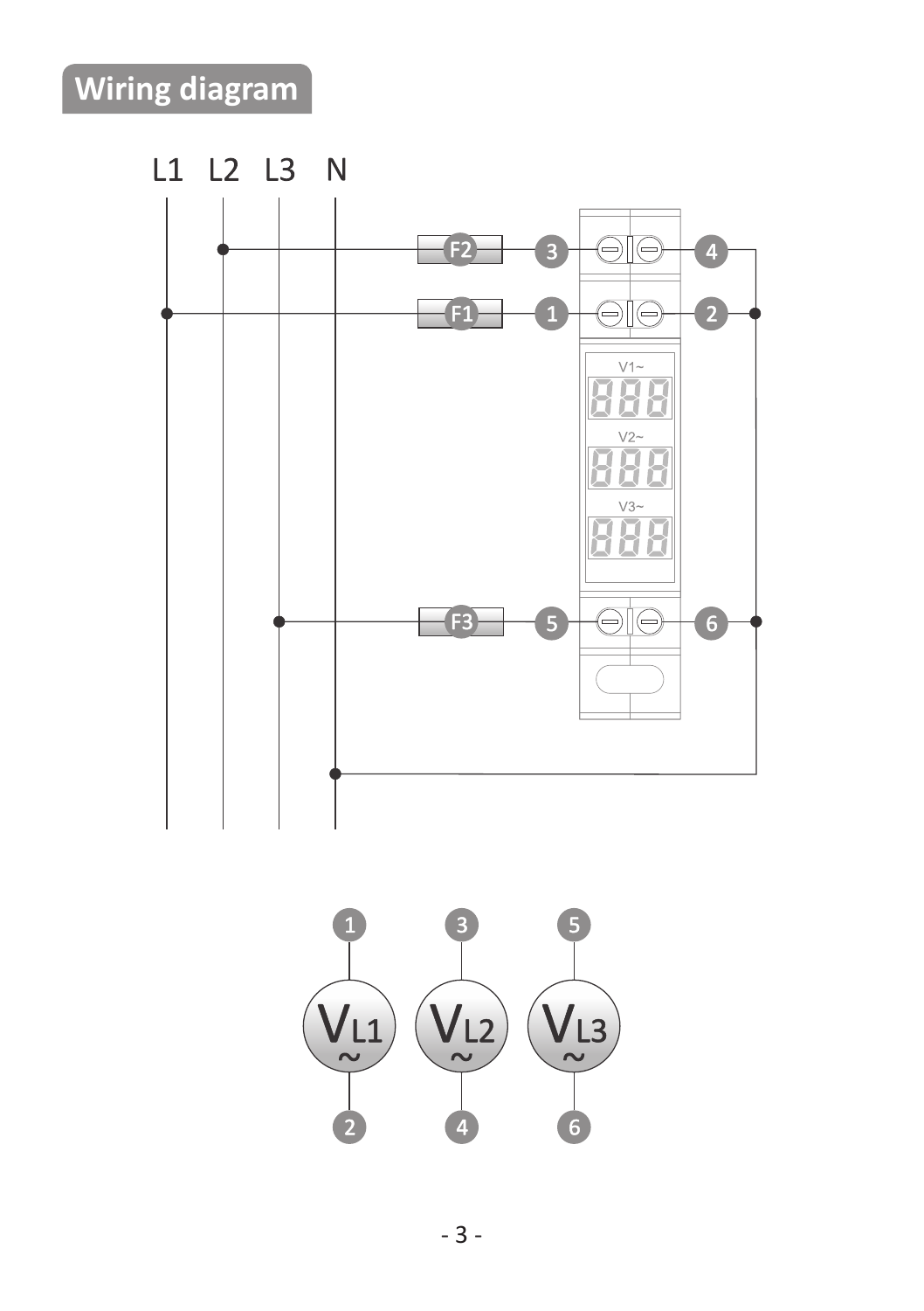## Wiring diagram

L1 L2 L3 N

F2 3 4

F1 1 2

V1~

V2~

V3~

F3 5 6

1 3 5

$V_{L1}$ ~ $V_{L2}$ ~ $V_{L3}$ ~

2 4 6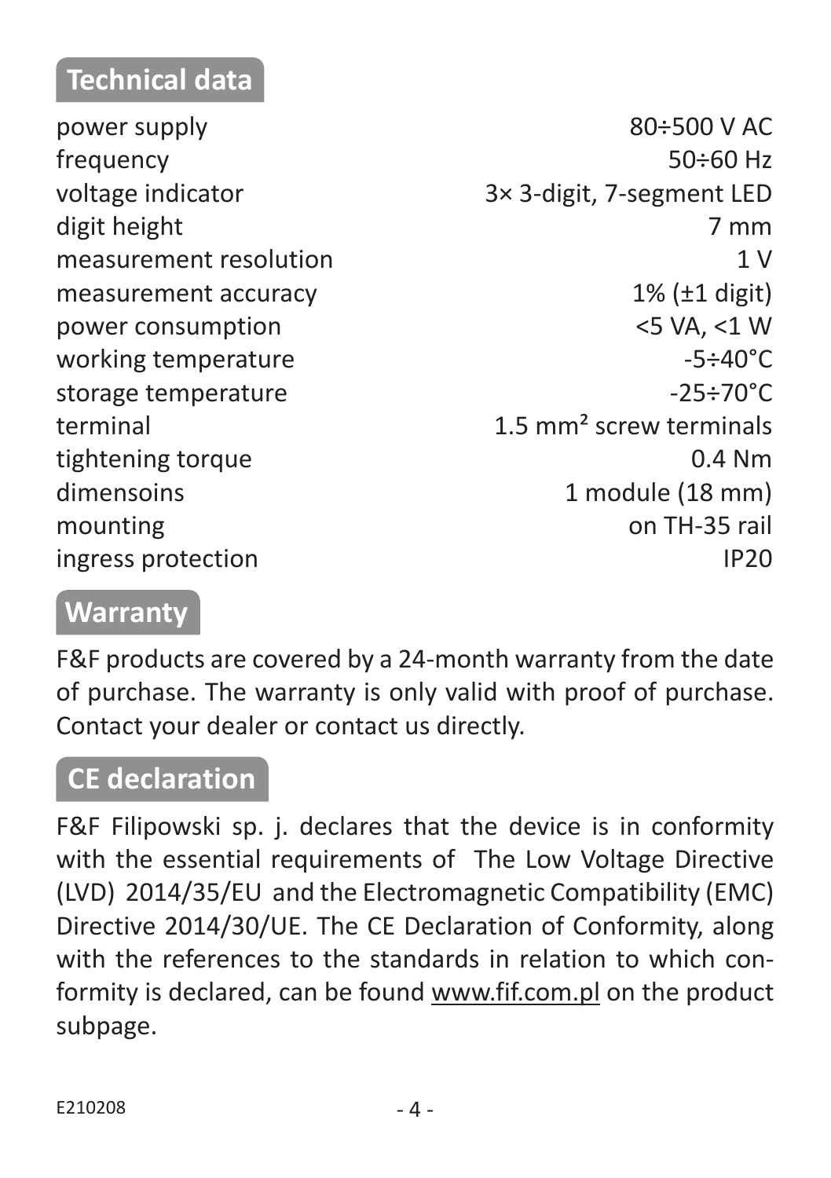## Technical data

| | |
|---|---|
| power supply | 80÷500 V AC |
| frequency | 50÷60 Hz |
| voltage indicator | 3× 3-digit, 7-segment LED |
| digit height | 7 mm |
| measurement resolution | 1 V |
| measurement accuracy | 1% (±1 digit) |
| power consumption | <5 VA, <1 W |
| working temperature | -5÷40°C |
| storage temperature | -25÷70°C |
| terminal | 1.5 mm² screw terminals |
| tightening torque | 0.4 Nm |
| dimensoins | 1 module (18 mm) |
| mounting | on TH-35 rail |
| ingress protection | IP20 |

## Warranty

F&F products are covered by a 24-month warranty from the date of purchase. The warranty is only valid with proof of purchase. Contact your dealer or contact us directly.

## CE declaration

F&F Filipowski sp. j. declares that the device is in conformity with the essential requirements of The Low Voltage Directive (LVD) 2014/35/EU and the Electromagnetic Compatibility (EMC) Directive 2014/30/UE. The CE Declaration of Conformity, along with the references to the standards in relation to which conformity is declared, can be found www.fif.com.pl on the product subpage.

E210208